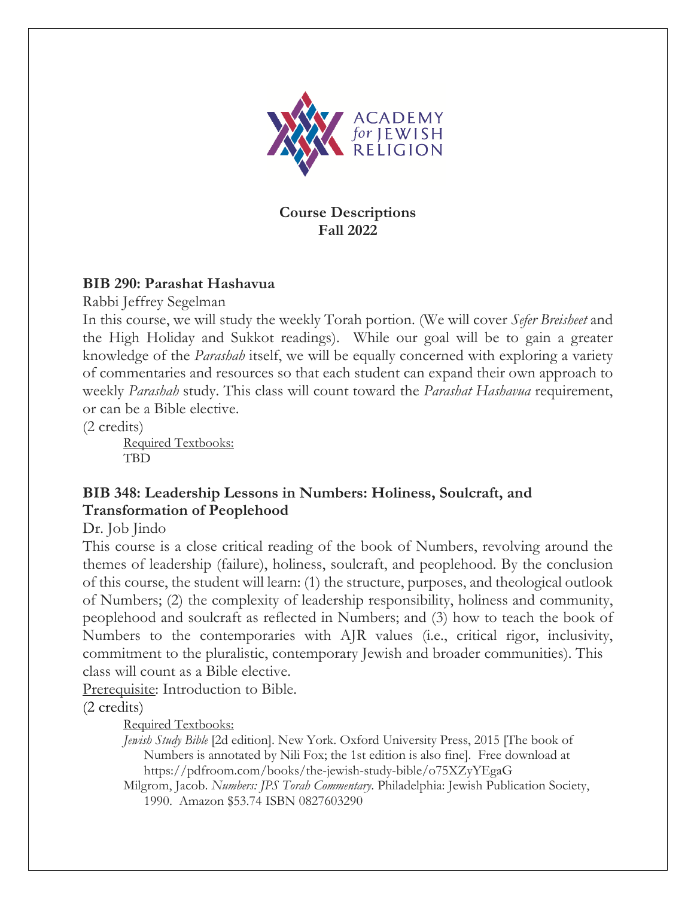ACADEMY *for* JEWISH RELIGION

**Course Descriptions**
**Fall 2022**

### BIB 290: Parashat Hashavua

Rabbi Jeffrey Segelman

In this course, we will study the weekly Torah portion. (We will cover *Sefer Breisheet* and the High Holiday and Sukkot readings). While our goal will be to gain a greater knowledge of the *Parashah* itself, we will be equally concerned with exploring a variety of commentaries and resources so that each student can expand their own approach to weekly *Parashah* study. This class will count toward the *Parashat Hashavua* requirement, or can be a Bible elective.

(2 credits)

Required Textbooks:
TBD

### BIB 348: Leadership Lessons in Numbers: Holiness, Soulcraft, and Transformation of Peoplehood

Dr. Job Jindo

This course is a close critical reading of the book of Numbers, revolving around the themes of leadership (failure), holiness, soulcraft, and peoplehood. By the conclusion of this course, the student will learn: (1) the structure, purposes, and theological outlook of Numbers; (2) the complexity of leadership responsibility, holiness and community, peoplehood and soulcraft as reflected in Numbers; and (3) how to teach the book of Numbers to the contemporaries with AJR values (i.e., critical rigor, inclusivity, commitment to the pluralistic, contemporary Jewish and broader communities). This class will count as a Bible elective.

Prerequisite: Introduction to Bible.

(2 credits)

Required Textbooks:

*Jewish Study Bible* [2d edition]. New York. Oxford University Press, 2015 [The book of Numbers is annotated by Nili Fox; the 1st edition is also fine]. Free download at https://pdfroom.com/books/the-jewish-study-bible/o75XZyYEgaG

Milgrom, Jacob. *Numbers: JPS Torah Commentary*. Philadelphia: Jewish Publication Society, 1990. Amazon $53.74 ISBN 0827603290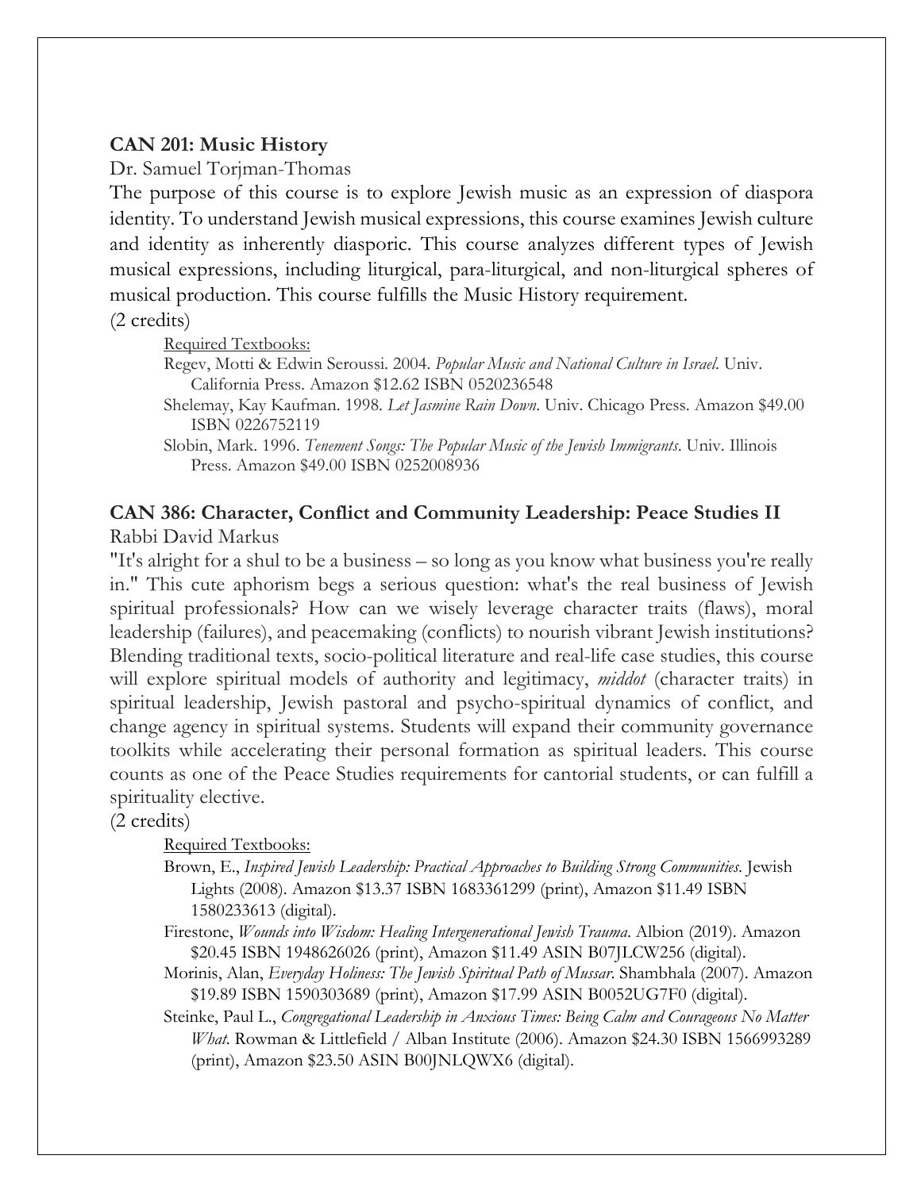**CAN 201: Music History**

Dr. Samuel Torjman-Thomas

The purpose of this course is to explore Jewish music as an expression of diaspora identity. To understand Jewish musical expressions, this course examines Jewish culture and identity as inherently diasporic. This course analyzes different types of Jewish musical expressions, including liturgical, para-liturgical, and non-liturgical spheres of musical production. This course fulfills the Music History requirement.

(2 credits)

Required Textbooks:

- Regev, Motti & Edwin Seroussi. 2004. *Popular Music and National Culture in Israel*. Univ. California Press. Amazon $12.62 ISBN 0520236548
- Shelemay, Kay Kaufman. 1998. *Let Jasmine Rain Down*. Univ. Chicago Press. Amazon $49.00 ISBN 0226752119
- Slobin, Mark. 1996. *Tenement Songs: The Popular Music of the Jewish Immigrants*. Univ. Illinois Press. Amazon $49.00 ISBN 0252008936

**CAN 386: Character, Conflict and Community Leadership: Peace Studies II**

Rabbi David Markus

"It's alright for a shul to be a business – so long as you know what business you're really in." This cute aphorism begs a serious question: what's the real business of Jewish spiritual professionals? How can we wisely leverage character traits (flaws), moral leadership (failures), and peacemaking (conflicts) to nourish vibrant Jewish institutions? Blending traditional texts, socio-political literature and real-life case studies, this course will explore spiritual models of authority and legitimacy, *middot* (character traits) in spiritual leadership, Jewish pastoral and psycho-spiritual dynamics of conflict, and change agency in spiritual systems. Students will expand their community governance toolkits while accelerating their personal formation as spiritual leaders. This course counts as one of the Peace Studies requirements for cantorial students, or can fulfill a spirituality elective.

(2 credits)

Required Textbooks:

- Brown, E., *Inspired Jewish Leadership: Practical Approaches to Building Strong Communities*. Jewish Lights (2008). Amazon $13.37 ISBN 1683361299 (print), Amazon $11.49 ISBN 1580233613 (digital).
- Firestone, *Wounds into Wisdom: Healing Intergenerational Jewish Trauma*. Albion (2019). Amazon $20.45 ISBN 1948626026 (print), Amazon $11.49 ASIN B07JLCW256 (digital).
- Morinis, Alan, *Everyday Holiness: The Jewish Spiritual Path of Mussar*. Shambhala (2007). Amazon $19.89 ISBN 1590303689 (print), Amazon $17.99 ASIN B0052UG7F0 (digital).
- Steinke, Paul L., *Congregational Leadership in Anxious Times: Being Calm and Courageous No Matter What*. Rowman & Littlefield / Alban Institute (2006). Amazon $24.30 ISBN 1566993289 (print), Amazon $23.50 ASIN B00JNLQWX6 (digital).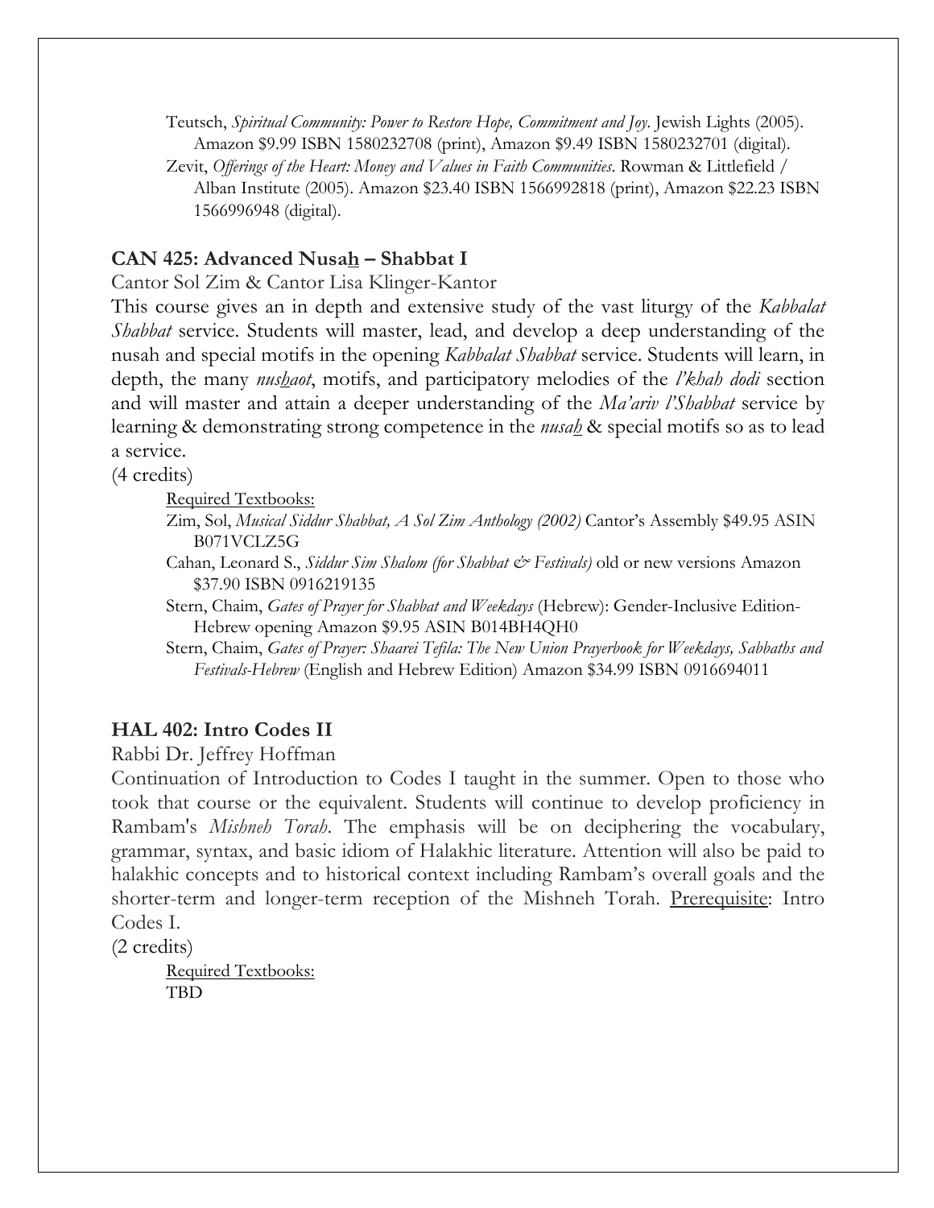Teutsch, *Spiritual Community: Power to Restore Hope, Commitment and Joy*. Jewish Lights (2005). Amazon $9.99 ISBN 1580232708 (print), Amazon $9.49 ISBN 1580232701 (digital).

Zevit, *Offerings of the Heart: Money and Values in Faith Communities*. Rowman & Littlefield / Alban Institute (2005). Amazon $23.40 ISBN 1566992818 (print), Amazon $22.23 ISBN 1566996948 (digital).

### CAN 425: Advanced Nusa<u>h</u> – Shabbat I

Cantor Sol Zim & Cantor Lisa Klinger-Kantor

This course gives an in depth and extensive study of the vast liturgy of the *Kabbalat Shabbat* service. Students will master, lead, and develop a deep understanding of the nusah and special motifs in the opening *Kabbalat Shabbat* service. Students will learn, in depth, the many *nus<u>h</u>aot*, motifs, and participatory melodies of the *l'khah dodi* section and will master and attain a deeper understanding of the *Ma'ariv l'Shabbat* service by learning & demonstrating strong competence in the *nusa<u>h</u>* & special motifs so as to lead a service.

(4 credits)

<u>Required Textbooks:</u>

Zim, Sol, *Musical Siddur Shabbat, A Sol Zim Anthology (2002)* Cantor's Assembly $49.95 ASIN B071VCLZ5G

Cahan, Leonard S., *Siddur Sim Shalom (for Shabbat & Festivals)* old or new versions Amazon $37.90 ISBN 0916219135

Stern, Chaim, *Gates of Prayer for Shabbat and Weekdays* (Hebrew): Gender-Inclusive Edition-Hebrew opening Amazon $9.95 ASIN B014BH4QH0

Stern, Chaim, *Gates of Prayer: Shaarei Tefila: The New Union Prayerbook for Weekdays, Sabbaths and Festivals-Hebrew* (English and Hebrew Edition) Amazon $34.99 ISBN 0916694011

### HAL 402: Intro Codes II

Rabbi Dr. Jeffrey Hoffman

Continuation of Introduction to Codes I taught in the summer. Open to those who took that course or the equivalent. Students will continue to develop proficiency in Rambam's *Mishneh Torah*. The emphasis will be on deciphering the vocabulary, grammar, syntax, and basic idiom of Halakhic literature. Attention will also be paid to halakhic concepts and to historical context including Rambam's overall goals and the shorter-term and longer-term reception of the Mishneh Torah. <u>Prerequisite</u>: Intro Codes I.

(2 credits)

<u>Required Textbooks:</u>

TBD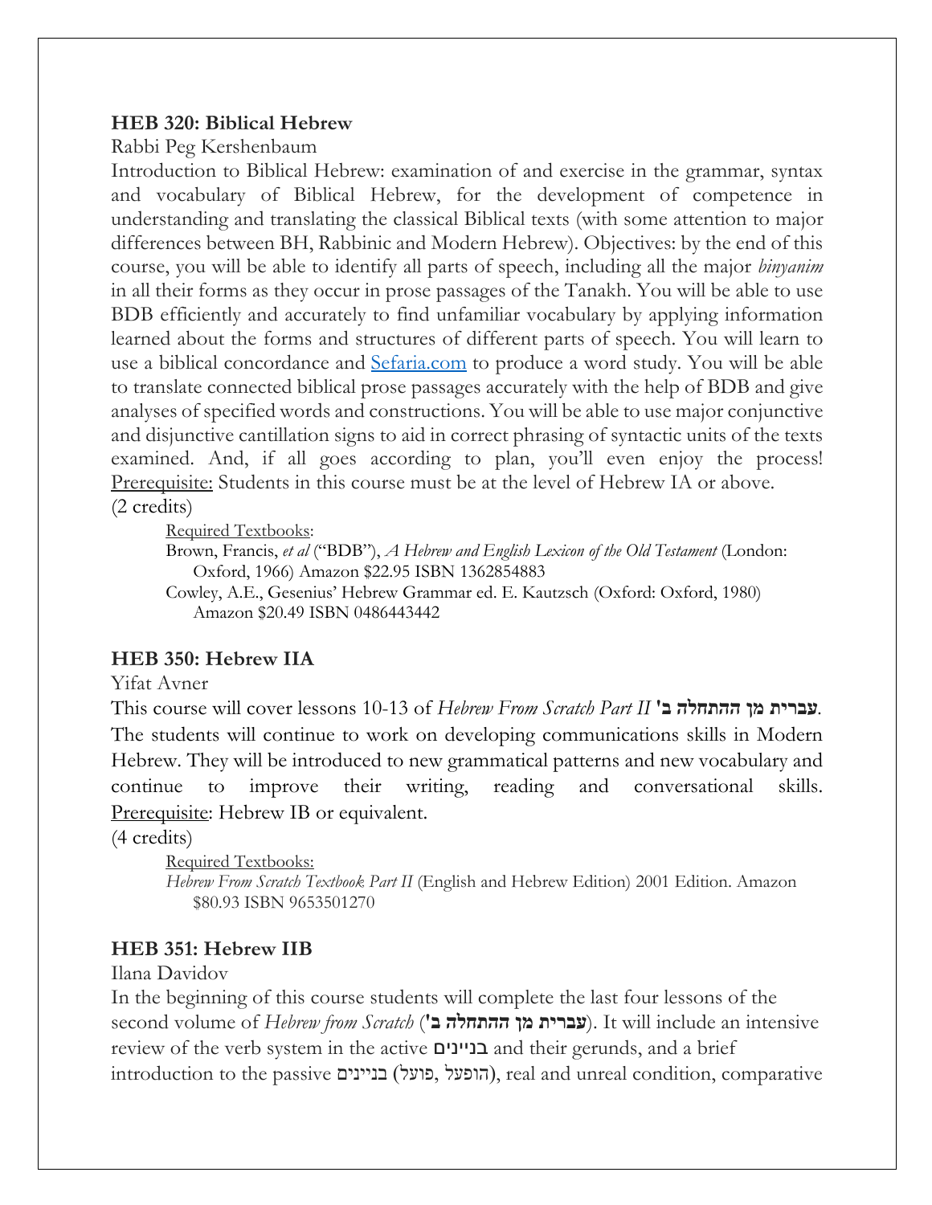**HEB 320: Biblical Hebrew**

Rabbi Peg Kershenbaum

Introduction to Biblical Hebrew: examination of and exercise in the grammar, syntax and vocabulary of Biblical Hebrew, for the development of competence in understanding and translating the classical Biblical texts (with some attention to major differences between BH, Rabbinic and Modern Hebrew). Objectives: by the end of this course, you will be able to identify all parts of speech, including all the major *binyanim* in all their forms as they occur in prose passages of the Tanakh. You will be able to use BDB efficiently and accurately to find unfamiliar vocabulary by applying information learned about the forms and structures of different parts of speech. You will learn to use a biblical concordance and Sefaria.com to produce a word study. You will be able to translate connected biblical prose passages accurately with the help of BDB and give analyses of specified words and constructions. You will be able to use major conjunctive and disjunctive cantillation signs to aid in correct phrasing of syntactic units of the texts examined. And, if all goes according to plan, you'll even enjoy the process! Prerequisite: Students in this course must be at the level of Hebrew IA or above.

(2 credits)

Required Textbooks:

Brown, Francis, *et al* ("BDB"), *A Hebrew and English Lexicon of the Old Testament* (London: Oxford, 1966) Amazon $22.95 ISBN 1362854883

Cowley, A.E., Gesenius' Hebrew Grammar ed. E. Kautzsch (Oxford: Oxford, 1980) Amazon $20.49 ISBN 0486443442

**HEB 350: Hebrew IIA**

Yifat Avner

This course will cover lessons 10-13 of *Hebrew From Scratch Part II* **עברית מן ההתחלה ב'**. The students will continue to work on developing communications skills in Modern Hebrew. They will be introduced to new grammatical patterns and new vocabulary and continue to improve their writing, reading and conversational skills. Prerequisite: Hebrew IB or equivalent.

(4 credits)

Required Textbooks:

*Hebrew From Scratch Textbook Part II* (English and Hebrew Edition) 2001 Edition. Amazon $80.93 ISBN 9653501270

**HEB 351: Hebrew IIB**

Ilana Davidov

In the beginning of this course students will complete the last four lessons of the second volume of *Hebrew from Scratch* (**עברית מן ההתחלה ב'**). It will include an intensive review of the verb system in the active **בניינים** and their gerunds, and a brief introduction to the passive בניינים (הופעל ,פועל), real and unreal condition, comparative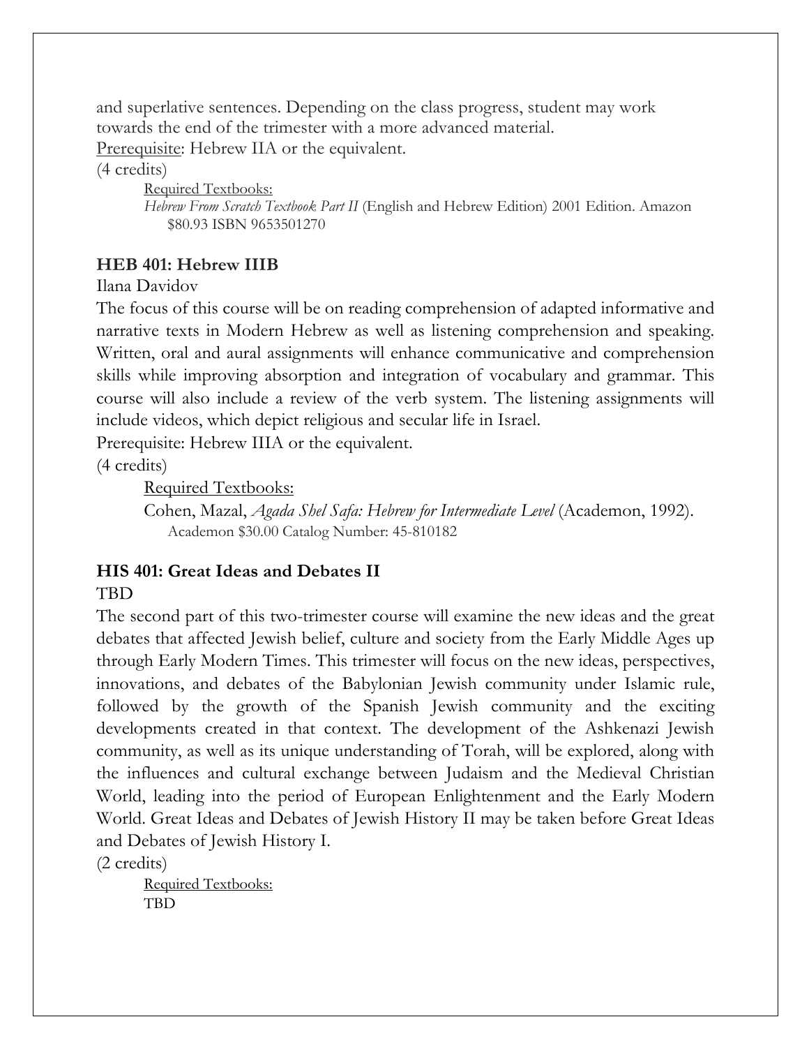and superlative sentences. Depending on the class progress, student may work towards the end of the trimester with a more advanced material.

Prerequisite: Hebrew IIA or the equivalent.

(4 credits)

> Required Textbooks:
>
> *Hebrew From Scratch Textbook Part II* (English and Hebrew Edition) 2001 Edition. Amazon $80.93 ISBN 9653501270

**HEB 401: Hebrew IIIB**

Ilana Davidov

The focus of this course will be on reading comprehension of adapted informative and narrative texts in Modern Hebrew as well as listening comprehension and speaking. Written, oral and aural assignments will enhance communicative and comprehension skills while improving absorption and integration of vocabulary and grammar. This course will also include a review of the verb system. The listening assignments will include videos, which depict religious and secular life in Israel.

Prerequisite: Hebrew IIIA or the equivalent.

(4 credits)

> Required Textbooks:
>
> Cohen, Mazal, *Agada Shel Safa: Hebrew for Intermediate Level* (Academon, 1992). Academon $30.00 Catalog Number: 45-810182

**HIS 401: Great Ideas and Debates II**

TBD

The second part of this two-trimester course will examine the new ideas and the great debates that affected Jewish belief, culture and society from the Early Middle Ages up through Early Modern Times. This trimester will focus on the new ideas, perspectives, innovations, and debates of the Babylonian Jewish community under Islamic rule, followed by the growth of the Spanish Jewish community and the exciting developments created in that context. The development of the Ashkenazi Jewish community, as well as its unique understanding of Torah, will be explored, along with the influences and cultural exchange between Judaism and the Medieval Christian World, leading into the period of European Enlightenment and the Early Modern World. Great Ideas and Debates of Jewish History II may be taken before Great Ideas and Debates of Jewish History I.

(2 credits)

> Required Textbooks:
>
> TBD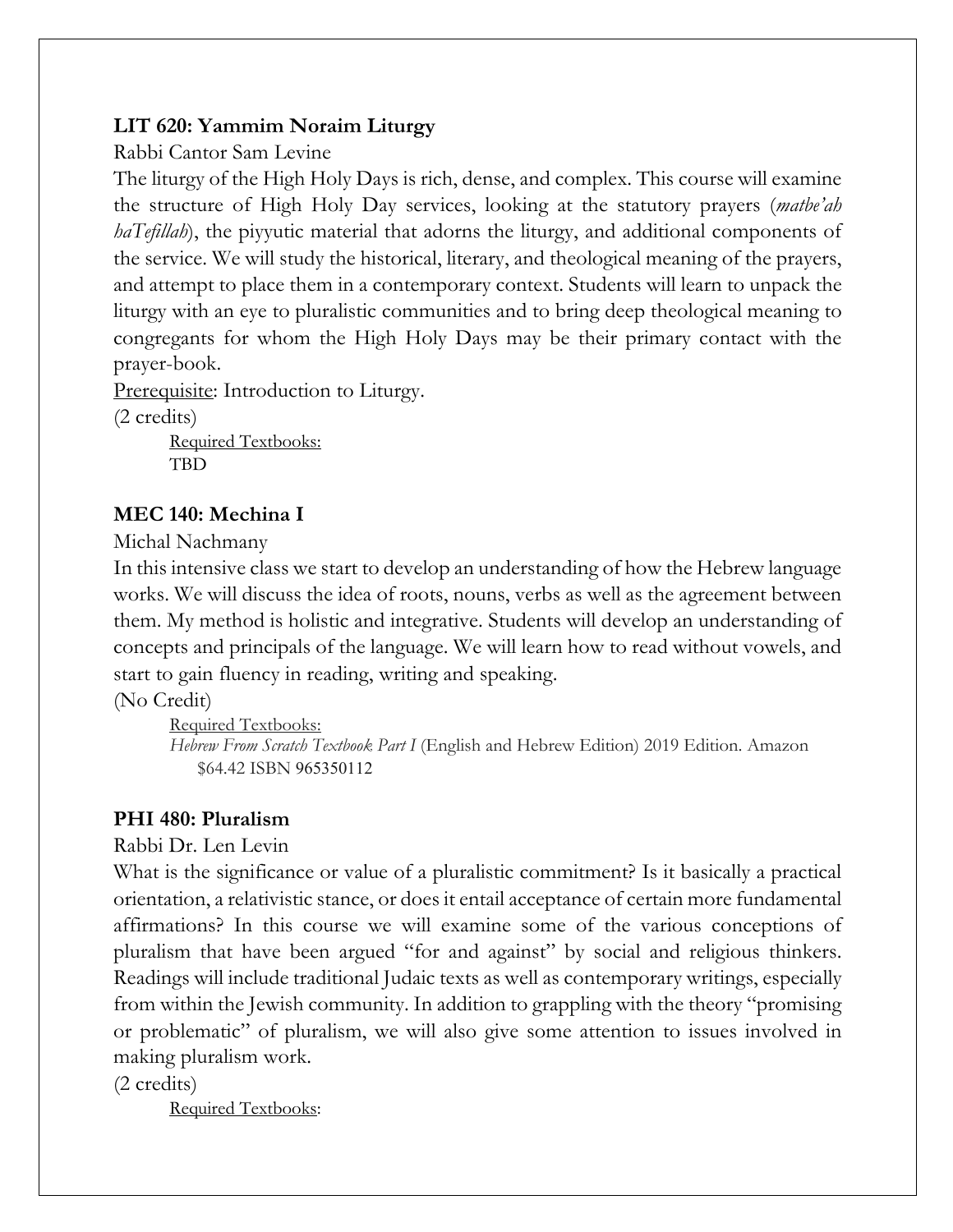**LIT 620: Yammim Noraim Liturgy**

Rabbi Cantor Sam Levine

The liturgy of the High Holy Days is rich, dense, and complex. This course will examine the structure of High Holy Day services, looking at the statutory prayers (*matbe'ah haTefillah*), the piyyutic material that adorns the liturgy, and additional components of the service. We will study the historical, literary, and theological meaning of the prayers, and attempt to place them in a contemporary context. Students will learn to unpack the liturgy with an eye to pluralistic communities and to bring deep theological meaning to congregants for whom the High Holy Days may be their primary contact with the prayer-book.

<u>Prerequisite</u>: Introduction to Liturgy.

(2 credits)

<u>Required Textbooks:</u>
TBD

**MEC 140: Mechina I**

Michal Nachmany

In this intensive class we start to develop an understanding of how the Hebrew language works. We will discuss the idea of roots, nouns, verbs as well as the agreement between them. My method is holistic and integrative. Students will develop an understanding of concepts and principals of the language. We will learn how to read without vowels, and start to gain fluency in reading, writing and speaking.

(No Credit)

<u>Required Textbooks:</u>
*Hebrew From Scratch Textbook Part I* (English and Hebrew Edition) 2019 Edition. Amazon $64.42 ISBN 965350112

**PHI 480: Pluralism**

Rabbi Dr. Len Levin

What is the significance or value of a pluralistic commitment? Is it basically a practical orientation, a relativistic stance, or does it entail acceptance of certain more fundamental affirmations? In this course we will examine some of the various conceptions of pluralism that have been argued "for and against" by social and religious thinkers. Readings will include traditional Judaic texts as well as contemporary writings, especially from within the Jewish community. In addition to grappling with the theory "promising or problematic" of pluralism, we will also give some attention to issues involved in making pluralism work.

(2 credits)

<u>Required Textbooks</u>: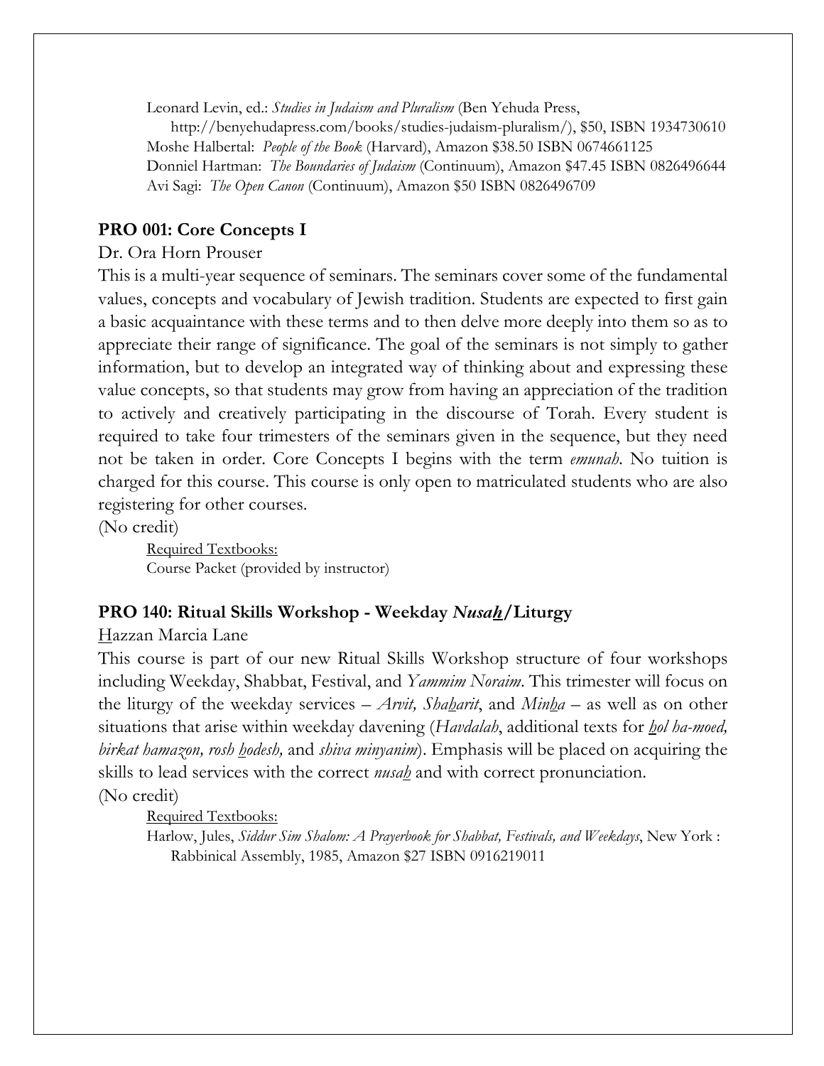Leonard Levin, ed.: *Studies in Judaism and Pluralism* (Ben Yehuda Press, http://benyehudapress.com/books/studies-judaism-pluralism/), $50, ISBN 1934730610
Moshe Halbertal: *People of the Book* (Harvard), Amazon $38.50 ISBN 0674661125
Donniel Hartman: *The Boundaries of Judaism* (Continuum), Amazon $47.45 ISBN 0826496644
Avi Sagi: *The Open Canon* (Continuum), Amazon $50 ISBN 0826496709

### PRO 001: Core Concepts I

Dr. Ora Horn Prouser

This is a multi-year sequence of seminars. The seminars cover some of the fundamental values, concepts and vocabulary of Jewish tradition. Students are expected to first gain a basic acquaintance with these terms and to then delve more deeply into them so as to appreciate their range of significance. The goal of the seminars is not simply to gather information, but to develop an integrated way of thinking about and expressing these value concepts, so that students may grow from having an appreciation of the tradition to actively and creatively participating in the discourse of Torah. Every student is required to take four trimesters of the seminars given in the sequence, but they need not be taken in order. Core Concepts I begins with the term *emunah*. No tuition is charged for this course. This course is only open to matriculated students who are also registering for other courses.

(No credit)

Required Textbooks:
Course Packet (provided by instructor)

### PRO 140: Ritual Skills Workshop - Weekday *Nusah*/Liturgy

Hazzan Marcia Lane

This course is part of our new Ritual Skills Workshop structure of four workshops including Weekday, Shabbat, Festival, and *Yammim Noraim*. This trimester will focus on the liturgy of the weekday services – *Arvit, Shaharit*, and *Minha* – as well as on other situations that arise within weekday davening (*Havdalah*, additional texts for *hol ha-moed, birkat hamazon, rosh hodesh,* and *shiva minyanim*). Emphasis will be placed on acquiring the skills to lead services with the correct *nusah* and with correct pronunciation.

(No credit)

Required Textbooks:
Harlow, Jules, *Siddur Sim Shalom: A Prayerbook for Shabbat, Festivals, and Weekdays*, New York : Rabbinical Assembly, 1985, Amazon $27 ISBN 0916219011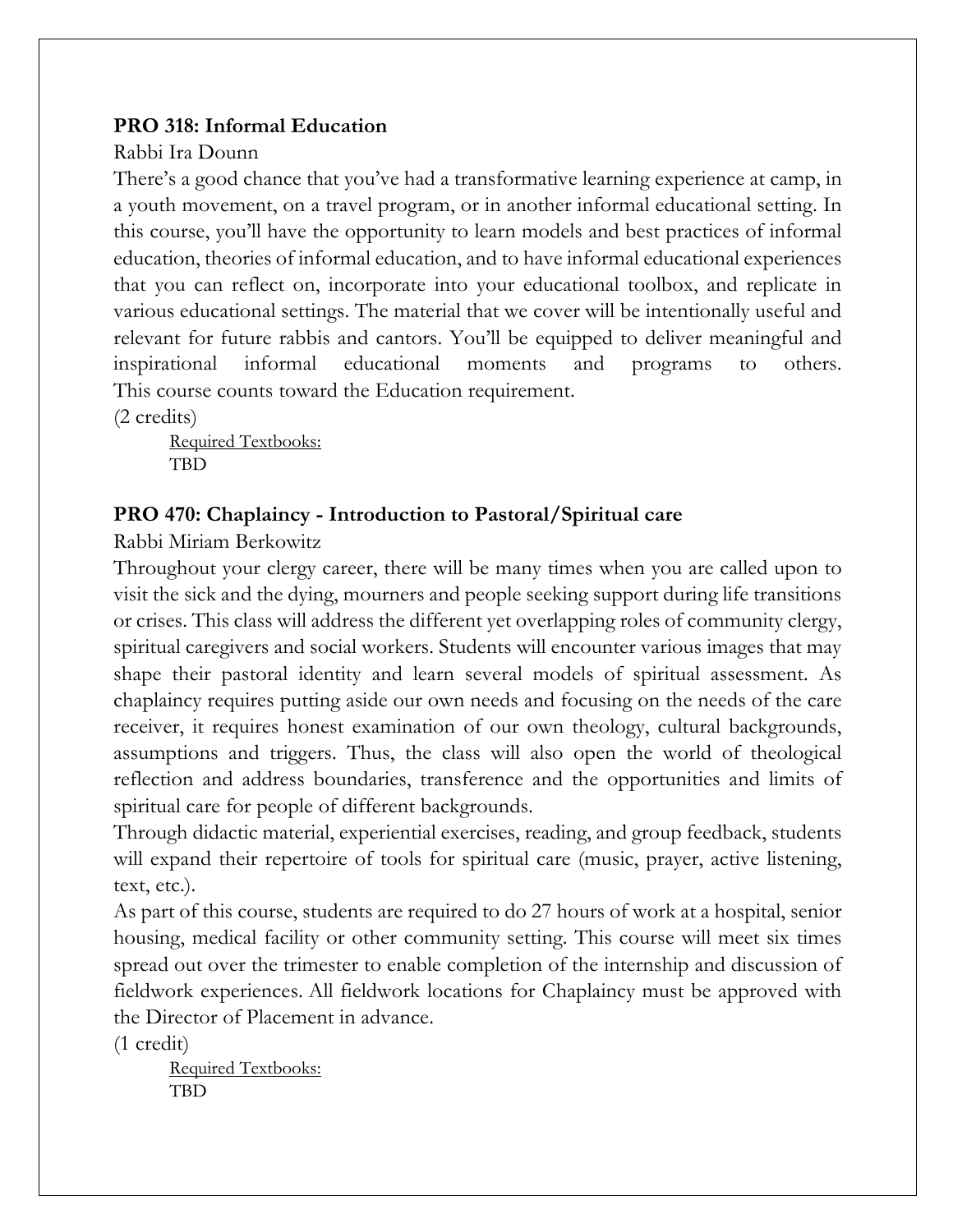**PRO 318: Informal Education**

Rabbi Ira Dounn

There's a good chance that you've had a transformative learning experience at camp, in a youth movement, on a travel program, or in another informal educational setting. In this course, you'll have the opportunity to learn models and best practices of informal education, theories of informal education, and to have informal educational experiences that you can reflect on, incorporate into your educational toolbox, and replicate in various educational settings. The material that we cover will be intentionally useful and relevant for future rabbis and cantors. You'll be equipped to deliver meaningful and inspirational informal educational moments and programs to others. This course counts toward the Education requirement.

(2 credits)

<u>Required Textbooks:</u>
TBD

**PRO 470: Chaplaincy - Introduction to Pastoral/Spiritual care**

Rabbi Miriam Berkowitz

Throughout your clergy career, there will be many times when you are called upon to visit the sick and the dying, mourners and people seeking support during life transitions or crises. This class will address the different yet overlapping roles of community clergy, spiritual caregivers and social workers. Students will encounter various images that may shape their pastoral identity and learn several models of spiritual assessment. As chaplaincy requires putting aside our own needs and focusing on the needs of the care receiver, it requires honest examination of our own theology, cultural backgrounds, assumptions and triggers. Thus, the class will also open the world of theological reflection and address boundaries, transference and the opportunities and limits of spiritual care for people of different backgrounds.

Through didactic material, experiential exercises, reading, and group feedback, students will expand their repertoire of tools for spiritual care (music, prayer, active listening, text, etc.).

As part of this course, students are required to do 27 hours of work at a hospital, senior housing, medical facility or other community setting. This course will meet six times spread out over the trimester to enable completion of the internship and discussion of fieldwork experiences. All fieldwork locations for Chaplaincy must be approved with the Director of Placement in advance.

(1 credit)

<u>Required Textbooks:</u>
TBD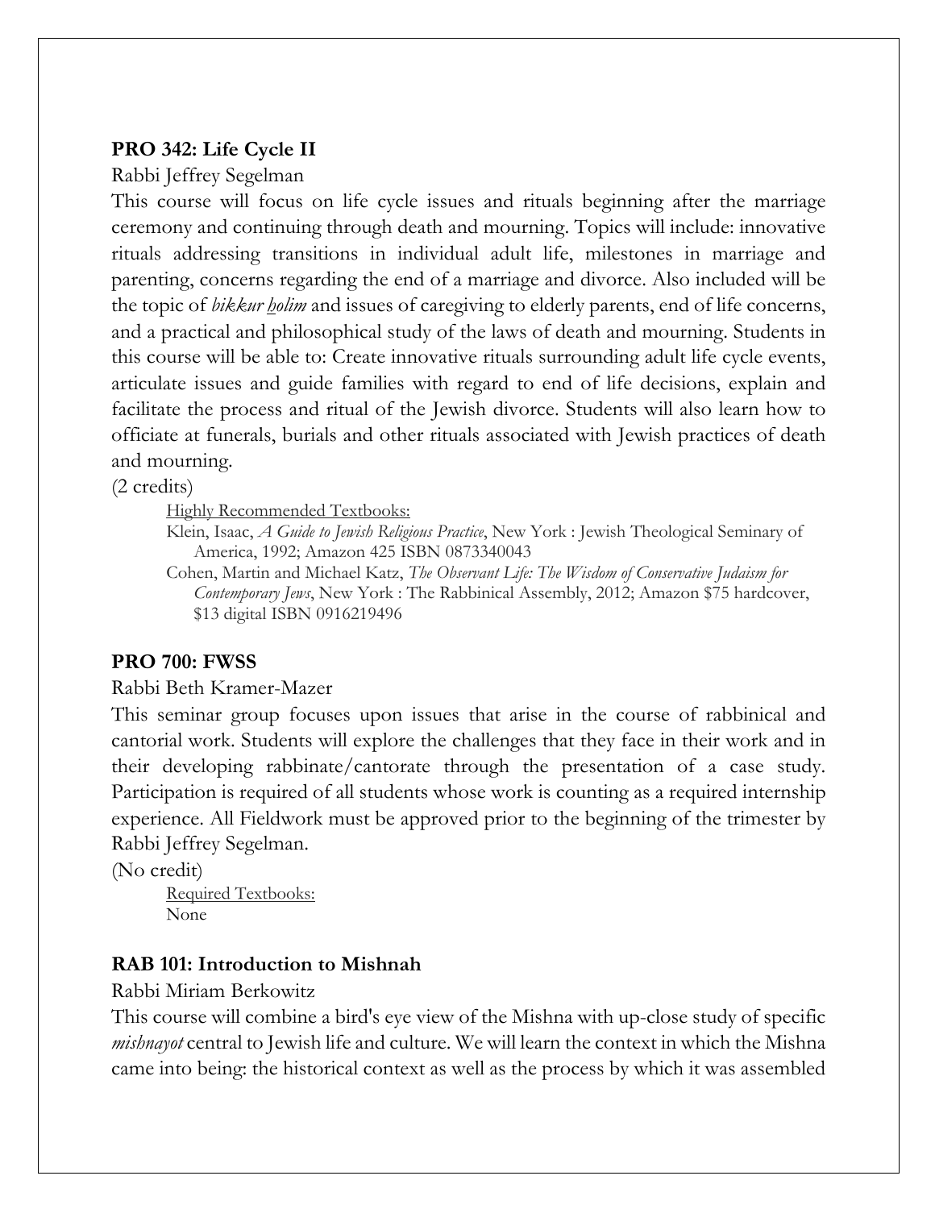**PRO 342: Life Cycle II**

Rabbi Jeffrey Segelman

This course will focus on life cycle issues and rituals beginning after the marriage ceremony and continuing through death and mourning. Topics will include: innovative rituals addressing transitions in individual adult life, milestones in marriage and parenting, concerns regarding the end of a marriage and divorce. Also included will be the topic of *bikkur holim* and issues of caregiving to elderly parents, end of life concerns, and a practical and philosophical study of the laws of death and mourning. Students in this course will be able to: Create innovative rituals surrounding adult life cycle events, articulate issues and guide families with regard to end of life decisions, explain and facilitate the process and ritual of the Jewish divorce. Students will also learn how to officiate at funerals, burials and other rituals associated with Jewish practices of death and mourning.

(2 credits)

Highly Recommended Textbooks:

Klein, Isaac, *A Guide to Jewish Religious Practice*, New York : Jewish Theological Seminary of America, 1992; Amazon 425 ISBN 0873340043

Cohen, Martin and Michael Katz, *The Observant Life: The Wisdom of Conservative Judaism for Contemporary Jews*, New York : The Rabbinical Assembly, 2012; Amazon $75 hardcover, $13 digital ISBN 0916219496

**PRO 700: FWSS**

Rabbi Beth Kramer-Mazer

This seminar group focuses upon issues that arise in the course of rabbinical and cantorial work. Students will explore the challenges that they face in their work and in their developing rabbinate/cantorate through the presentation of a case study. Participation is required of all students whose work is counting as a required internship experience. All Fieldwork must be approved prior to the beginning of the trimester by Rabbi Jeffrey Segelman.

(No credit)

Required Textbooks:

None

**RAB 101: Introduction to Mishnah**

Rabbi Miriam Berkowitz

This course will combine a bird's eye view of the Mishna with up-close study of specific *mishnayot* central to Jewish life and culture. We will learn the context in which the Mishna came into being: the historical context as well as the process by which it was assembled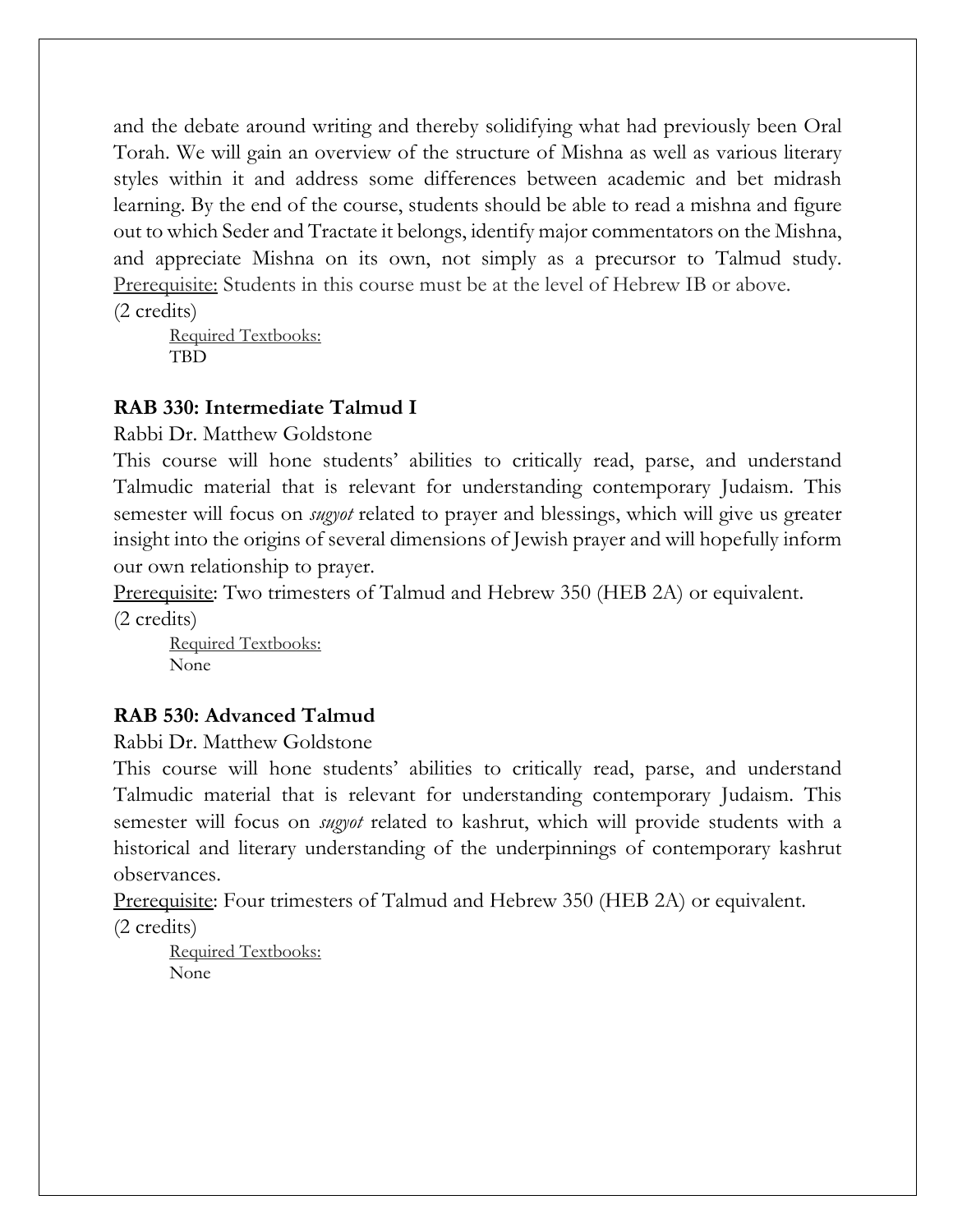and the debate around writing and thereby solidifying what had previously been Oral Torah. We will gain an overview of the structure of Mishna as well as various literary styles within it and address some differences between academic and bet midrash learning. By the end of the course, students should be able to read a mishna and figure out to which Seder and Tractate it belongs, identify major commentators on the Mishna, and appreciate Mishna on its own, not simply as a precursor to Talmud study. Prerequisite: Students in this course must be at the level of Hebrew IB or above.
(2 credits)

Required Textbooks:
TBD

**RAB 330: Intermediate Talmud I**

Rabbi Dr. Matthew Goldstone

This course will hone students' abilities to critically read, parse, and understand Talmudic material that is relevant for understanding contemporary Judaism. This semester will focus on *sugyot* related to prayer and blessings, which will give us greater insight into the origins of several dimensions of Jewish prayer and will hopefully inform our own relationship to prayer.

Prerequisite: Two trimesters of Talmud and Hebrew 350 (HEB 2A) or equivalent.
(2 credits)

Required Textbooks:
None

**RAB 530: Advanced Talmud**

Rabbi Dr. Matthew Goldstone

This course will hone students' abilities to critically read, parse, and understand Talmudic material that is relevant for understanding contemporary Judaism. This semester will focus on *sugyot* related to kashrut, which will provide students with a historical and literary understanding of the underpinnings of contemporary kashrut observances.

Prerequisite: Four trimesters of Talmud and Hebrew 350 (HEB 2A) or equivalent.
(2 credits)

Required Textbooks:
None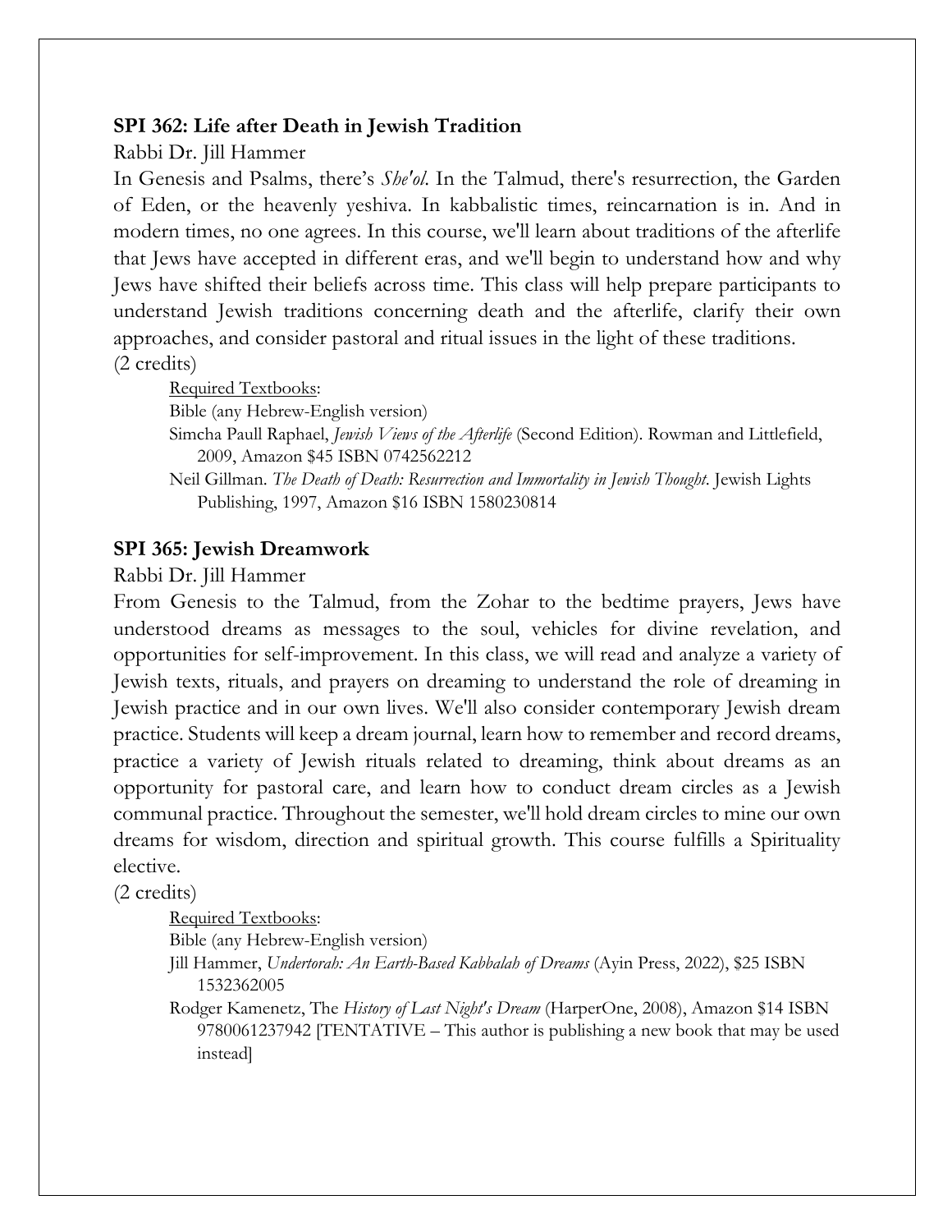**SPI 362: Life after Death in Jewish Tradition**

Rabbi Dr. Jill Hammer

In Genesis and Psalms, there's *She'ol*. In the Talmud, there's resurrection, the Garden of Eden, or the heavenly yeshiva. In kabbalistic times, reincarnation is in. And in modern times, no one agrees. In this course, we'll learn about traditions of the afterlife that Jews have accepted in different eras, and we'll begin to understand how and why Jews have shifted their beliefs across time. This class will help prepare participants to understand Jewish traditions concerning death and the afterlife, clarify their own approaches, and consider pastoral and ritual issues in the light of these traditions.
(2 credits)

Required Textbooks:

Bible (any Hebrew-English version)

Simcha Paull Raphael, *Jewish Views of the Afterlife* (Second Edition). Rowman and Littlefield, 2009, Amazon $45 ISBN 0742562212

Neil Gillman. *The Death of Death: Resurrection and Immortality in Jewish Thought*. Jewish Lights Publishing, 1997, Amazon $16 ISBN 1580230814

**SPI 365: Jewish Dreamwork**

Rabbi Dr. Jill Hammer

From Genesis to the Talmud, from the Zohar to the bedtime prayers, Jews have understood dreams as messages to the soul, vehicles for divine revelation, and opportunities for self-improvement. In this class, we will read and analyze a variety of Jewish texts, rituals, and prayers on dreaming to understand the role of dreaming in Jewish practice and in our own lives. We'll also consider contemporary Jewish dream practice. Students will keep a dream journal, learn how to remember and record dreams, practice a variety of Jewish rituals related to dreaming, think about dreams as an opportunity for pastoral care, and learn how to conduct dream circles as a Jewish communal practice. Throughout the semester, we'll hold dream circles to mine our own dreams for wisdom, direction and spiritual growth. This course fulfills a Spirituality elective.
(2 credits)

Required Textbooks:

Bible (any Hebrew-English version)

Jill Hammer, *Undertorah: An Earth-Based Kabbalah of Dreams* (Ayin Press, 2022), $25 ISBN 1532362005

Rodger Kamenetz, The *History of Last Night's Dream* (HarperOne, 2008), Amazon $14 ISBN 9780061237942 [TENTATIVE – This author is publishing a new book that may be used instead]